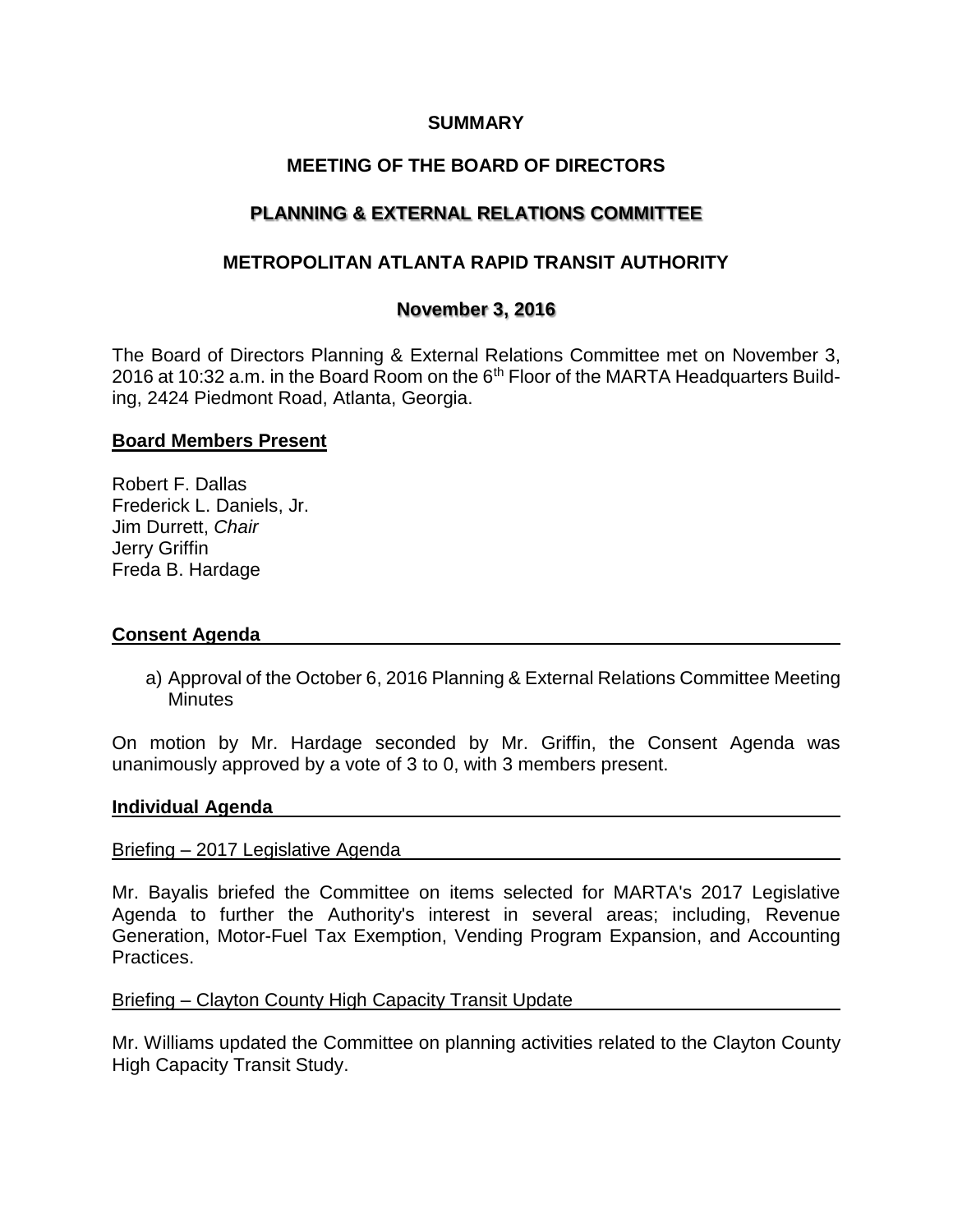**SUMMARY**

**MEETING OF THE BOARD OF DIRECTORS**

**PLANNING & EXTERNAL RELATIONS COMMITTEE**

**METROPOLITAN ATLANTA RAPID TRANSIT AUTHORITY**

**November 3, 2016**

The Board of Directors Planning & External Relations Committee met on November 3, 2016 at 10:32 a.m. in the Board Room on the 6th Floor of the MARTA Headquarters Building, 2424 Piedmont Road, Atlanta, Georgia.

## Board Members Present

Robert F. Dallas  
Frederick L. Daniels, Jr.  
Jim Durrett, *Chair*  
Jerry Griffin  
Freda B. Hardage

## Consent Agenda

a) Approval of the October 6, 2016 Planning & External Relations Committee Meeting Minutes

On motion by Mr. Hardage seconded by Mr. Griffin, the Consent Agenda was unanimously approved by a vote of 3 to 0, with 3 members present.

## Individual Agenda

### Briefing – 2017 Legislative Agenda

Mr. Bayalis briefed the Committee on items selected for MARTA's 2017 Legislative Agenda to further the Authority's interest in several areas; including, Revenue Generation, Motor-Fuel Tax Exemption, Vending Program Expansion, and Accounting Practices.

### Briefing – Clayton County High Capacity Transit Update

Mr. Williams updated the Committee on planning activities related to the Clayton County High Capacity Transit Study.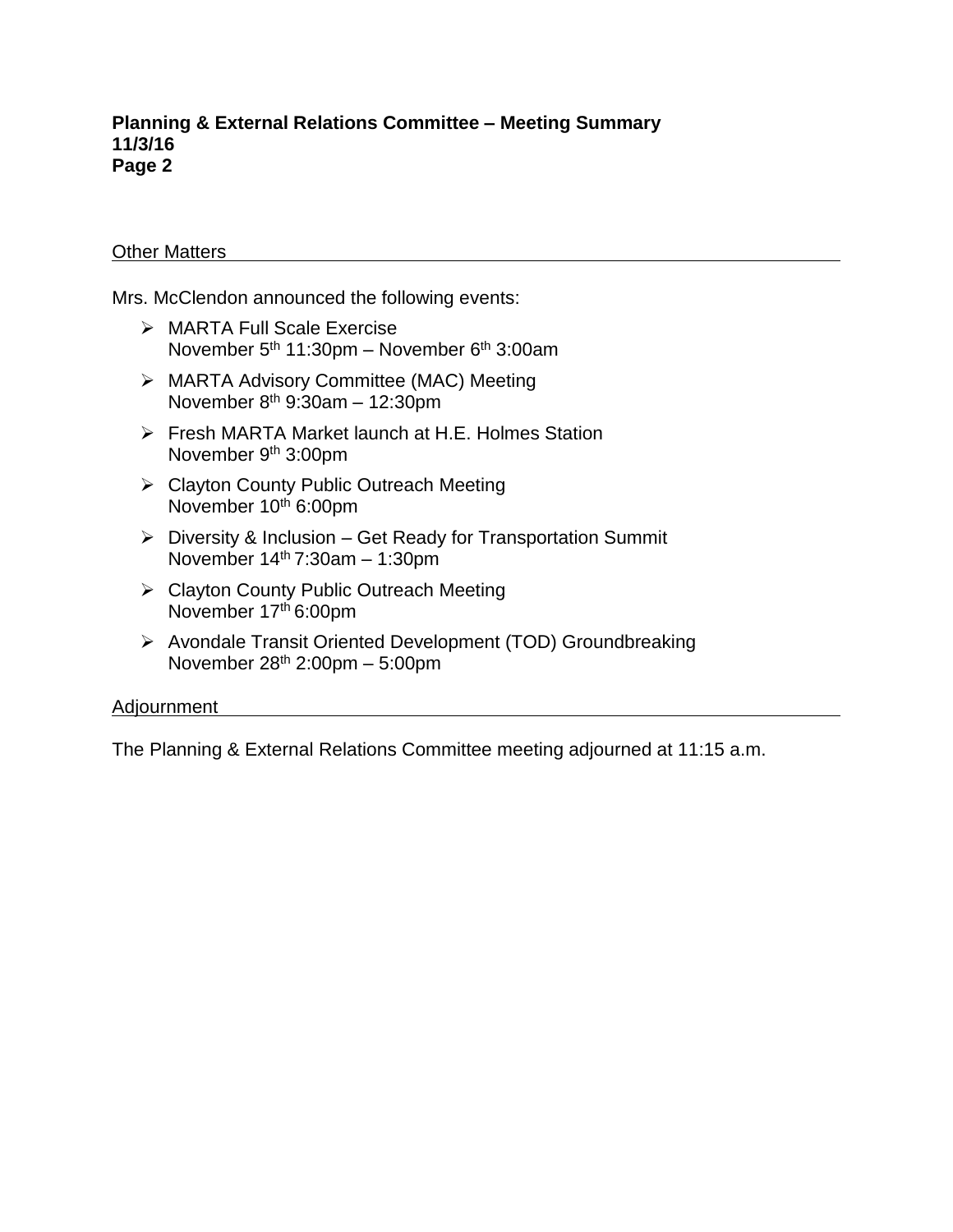## Other Matters

Mrs. McClendon announced the following events:

- MARTA Full Scale Exercise
  November 5th 11:30pm – November 6th 3:00am
- MARTA Advisory Committee (MAC) Meeting
  November 8th 9:30am – 12:30pm
- Fresh MARTA Market launch at H.E. Holmes Station
  November 9th 3:00pm
- Clayton County Public Outreach Meeting
  November 10th 6:00pm
- Diversity & Inclusion – Get Ready for Transportation Summit
  November 14th 7:30am – 1:30pm
- Clayton County Public Outreach Meeting
  November 17th 6:00pm
- Avondale Transit Oriented Development (TOD) Groundbreaking
  November 28th 2:00pm – 5:00pm

## Adjournment

The Planning & External Relations Committee meeting adjourned at 11:15 a.m.